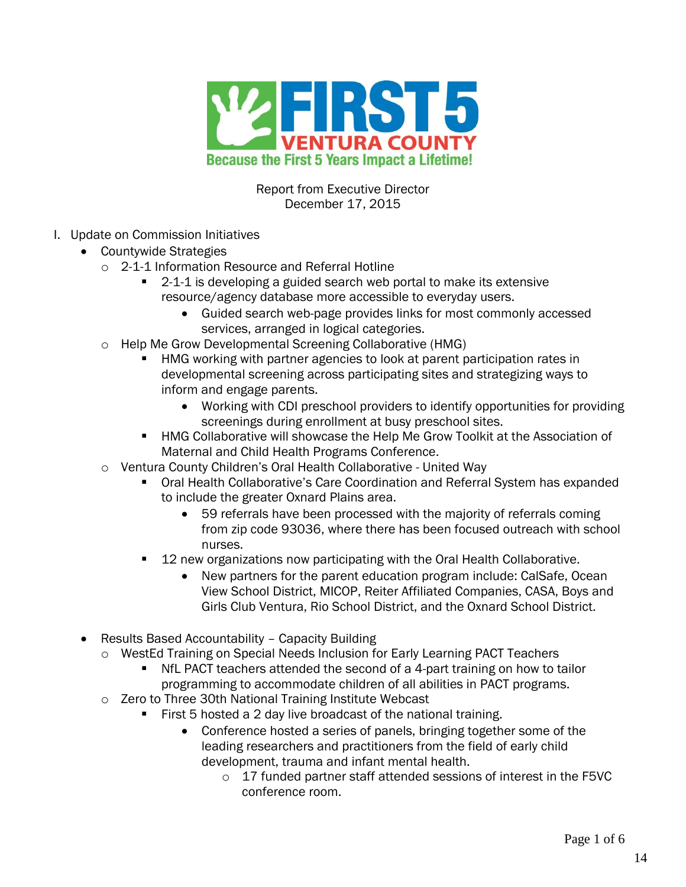FIRST 5 VENTURA COUNTY

Because the First 5 Years Impact a Lifetime!

Report from Executive Director
December 17, 2015

I. Update on Commission Initiatives
   - Countywide Strategies
     - 2-1-1 Information Resource and Referral Hotline
       - 2-1-1 is developing a guided search web portal to make its extensive resource/agency database more accessible to everyday users.
         - Guided search web-page provides links for most commonly accessed services, arranged in logical categories.
     - Help Me Grow Developmental Screening Collaborative (HMG)
       - HMG working with partner agencies to look at parent participation rates in developmental screening across participating sites and strategizing ways to inform and engage parents.
         - Working with CDI preschool providers to identify opportunities for providing screenings during enrollment at busy preschool sites.
       - HMG Collaborative will showcase the Help Me Grow Toolkit at the Association of Maternal and Child Health Programs Conference.
     - Ventura County Children's Oral Health Collaborative - United Way
       - Oral Health Collaborative's Care Coordination and Referral System has expanded to include the greater Oxnard Plains area.
         - 59 referrals have been processed with the majority of referrals coming from zip code 93036, where there has been focused outreach with school nurses.
       - 12 new organizations now participating with the Oral Health Collaborative.
         - New partners for the parent education program include: CalSafe, Ocean View School District, MICOP, Reiter Affiliated Companies, CASA, Boys and Girls Club Ventura, Rio School District, and the Oxnard School District.

   - Results Based Accountability – Capacity Building
     - WestEd Training on Special Needs Inclusion for Early Learning PACT Teachers
       - NfL PACT teachers attended the second of a 4-part training on how to tailor programming to accommodate children of all abilities in PACT programs.
     - Zero to Three 30th National Training Institute Webcast
       - First 5 hosted a 2 day live broadcast of the national training.
         - Conference hosted a series of panels, bringing together some of the leading researchers and practitioners from the field of early child development, trauma and infant mental health.
           - 17 funded partner staff attended sessions of interest in the F5VC conference room.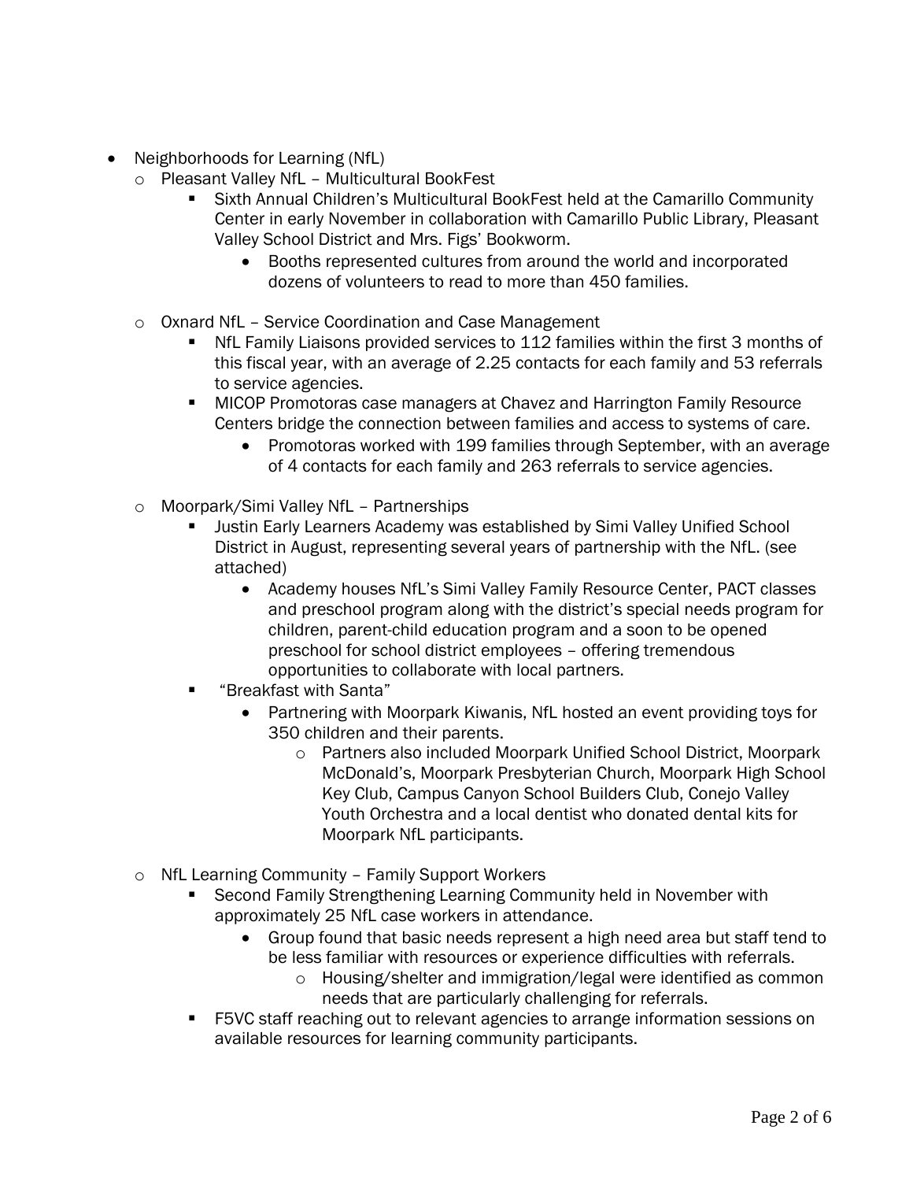- Neighborhoods for Learning (NfL)
  - Pleasant Valley NfL – Multicultural BookFest
    - Sixth Annual Children's Multicultural BookFest held at the Camarillo Community Center in early November in collaboration with Camarillo Public Library, Pleasant Valley School District and Mrs. Figs' Bookworm.
      - Booths represented cultures from around the world and incorporated dozens of volunteers to read to more than 450 families.
  - Oxnard NfL – Service Coordination and Case Management
    - NfL Family Liaisons provided services to 112 families within the first 3 months of this fiscal year, with an average of 2.25 contacts for each family and 53 referrals to service agencies.
    - MICOP Promotoras case managers at Chavez and Harrington Family Resource Centers bridge the connection between families and access to systems of care.
      - Promotoras worked with 199 families through September, with an average of 4 contacts for each family and 263 referrals to service agencies.
  - Moorpark/Simi Valley NfL – Partnerships
    - Justin Early Learners Academy was established by Simi Valley Unified School District in August, representing several years of partnership with the NfL. (see attached)
      - Academy houses NfL's Simi Valley Family Resource Center, PACT classes and preschool program along with the district's special needs program for children, parent-child education program and a soon to be opened preschool for school district employees – offering tremendous opportunities to collaborate with local partners.
    - "Breakfast with Santa"
      - Partnering with Moorpark Kiwanis, NfL hosted an event providing toys for 350 children and their parents.
        - Partners also included Moorpark Unified School District, Moorpark McDonald's, Moorpark Presbyterian Church, Moorpark High School Key Club, Campus Canyon School Builders Club, Conejo Valley Youth Orchestra and a local dentist who donated dental kits for Moorpark NfL participants.
  - NfL Learning Community – Family Support Workers
    - Second Family Strengthening Learning Community held in November with approximately 25 NfL case workers in attendance.
      - Group found that basic needs represent a high need area but staff tend to be less familiar with resources or experience difficulties with referrals.
        - Housing/shelter and immigration/legal were identified as common needs that are particularly challenging for referrals.
    - F5VC staff reaching out to relevant agencies to arrange information sessions on available resources for learning community participants.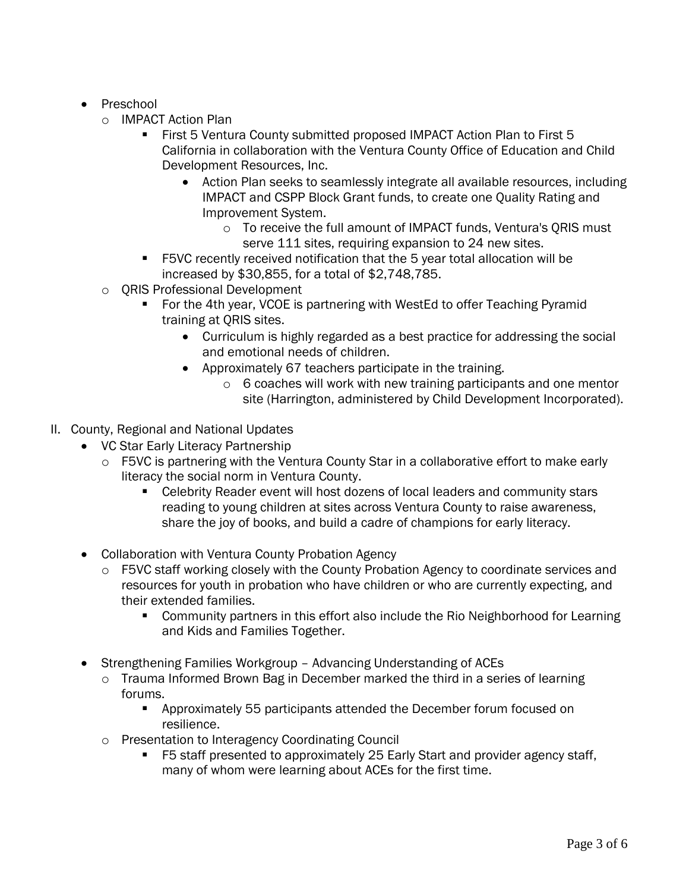- Preschool
  - IMPACT Action Plan
    - First 5 Ventura County submitted proposed IMPACT Action Plan to First 5 California in collaboration with the Ventura County Office of Education and Child Development Resources, Inc.
      - Action Plan seeks to seamlessly integrate all available resources, including IMPACT and CSPP Block Grant funds, to create one Quality Rating and Improvement System.
        - To receive the full amount of IMPACT funds, Ventura's QRIS must serve 111 sites, requiring expansion to 24 new sites.
    - F5VC recently received notification that the 5 year total allocation will be increased by $30,855, for a total of $2,748,785.
  - QRIS Professional Development
    - For the 4th year, VCOE is partnering with WestEd to offer Teaching Pyramid training at QRIS sites.
      - Curriculum is highly regarded as a best practice for addressing the social and emotional needs of children.
      - Approximately 67 teachers participate in the training.
        - 6 coaches will work with new training participants and one mentor site (Harrington, administered by Child Development Incorporated).

II. County, Regional and National Updates

- VC Star Early Literacy Partnership
  - F5VC is partnering with the Ventura County Star in a collaborative effort to make early literacy the social norm in Ventura County.
    - Celebrity Reader event will host dozens of local leaders and community stars reading to young children at sites across Ventura County to raise awareness, share the joy of books, and build a cadre of champions for early literacy.

- Collaboration with Ventura County Probation Agency
  - F5VC staff working closely with the County Probation Agency to coordinate services and resources for youth in probation who have children or who are currently expecting, and their extended families.
    - Community partners in this effort also include the Rio Neighborhood for Learning and Kids and Families Together.

- Strengthening Families Workgroup – Advancing Understanding of ACEs
  - Trauma Informed Brown Bag in December marked the third in a series of learning forums.
    - Approximately 55 participants attended the December forum focused on resilience.
  - Presentation to Interagency Coordinating Council
    - F5 staff presented to approximately 25 Early Start and provider agency staff, many of whom were learning about ACEs for the first time.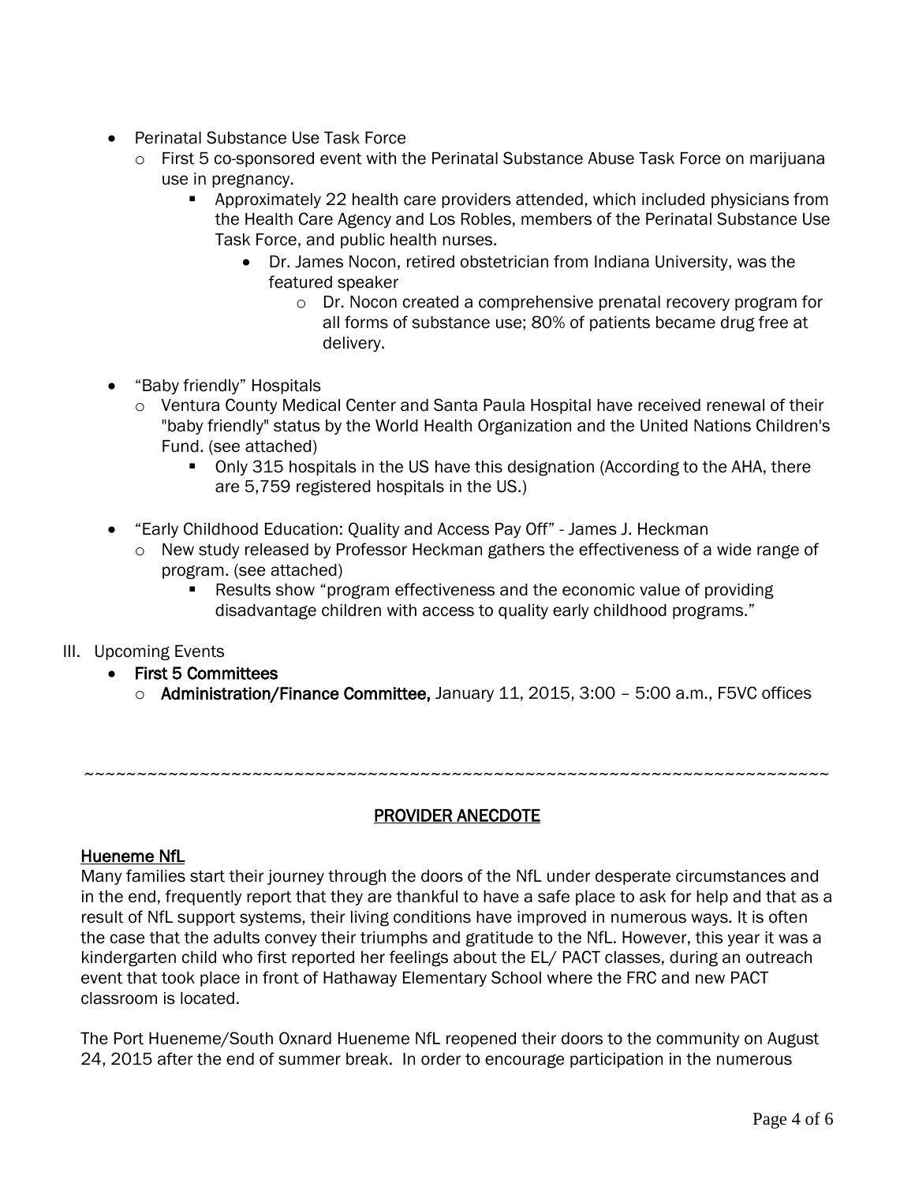- Perinatal Substance Use Task Force
  - First 5 co-sponsored event with the Perinatal Substance Abuse Task Force on marijuana use in pregnancy.
    - Approximately 22 health care providers attended, which included physicians from the Health Care Agency and Los Robles, members of the Perinatal Substance Use Task Force, and public health nurses.
      - Dr. James Nocon, retired obstetrician from Indiana University, was the featured speaker
        - Dr. Nocon created a comprehensive prenatal recovery program for all forms of substance use; 80% of patients became drug free at delivery.

- "Baby friendly" Hospitals
  - Ventura County Medical Center and Santa Paula Hospital have received renewal of their "baby friendly" status by the World Health Organization and the United Nations Children's Fund. (see attached)
    - Only 315 hospitals in the US have this designation (According to the AHA, there are 5,759 registered hospitals in the US.)

- "Early Childhood Education: Quality and Access Pay Off" - James J. Heckman
  - New study released by Professor Heckman gathers the effectiveness of a wide range of program. (see attached)
    - Results show "program effectiveness and the economic value of providing disadvantage children with access to quality early childhood programs."

III. Upcoming Events

- **First 5 Committees**
  - **Administration/Finance Committee,** January 11, 2015, 3:00 – 5:00 a.m., F5VC offices

~~~~~~~~~~~~~~~~~~~~~~~~~~~~~~~~~~~~~~~~~~~~~~~~~~~~~~~~~~~~~~~~~~~~~~~~

## PROVIDER ANECDOTE

**Hueneme NfL**

Many families start their journey through the doors of the NfL under desperate circumstances and in the end, frequently report that they are thankful to have a safe place to ask for help and that as a result of NfL support systems, their living conditions have improved in numerous ways. It is often the case that the adults convey their triumphs and gratitude to the NfL. However, this year it was a kindergarten child who first reported her feelings about the EL/ PACT classes, during an outreach event that took place in front of Hathaway Elementary School where the FRC and new PACT classroom is located.

The Port Hueneme/South Oxnard Hueneme NfL reopened their doors to the community on August 24, 2015 after the end of summer break. In order to encourage participation in the numerous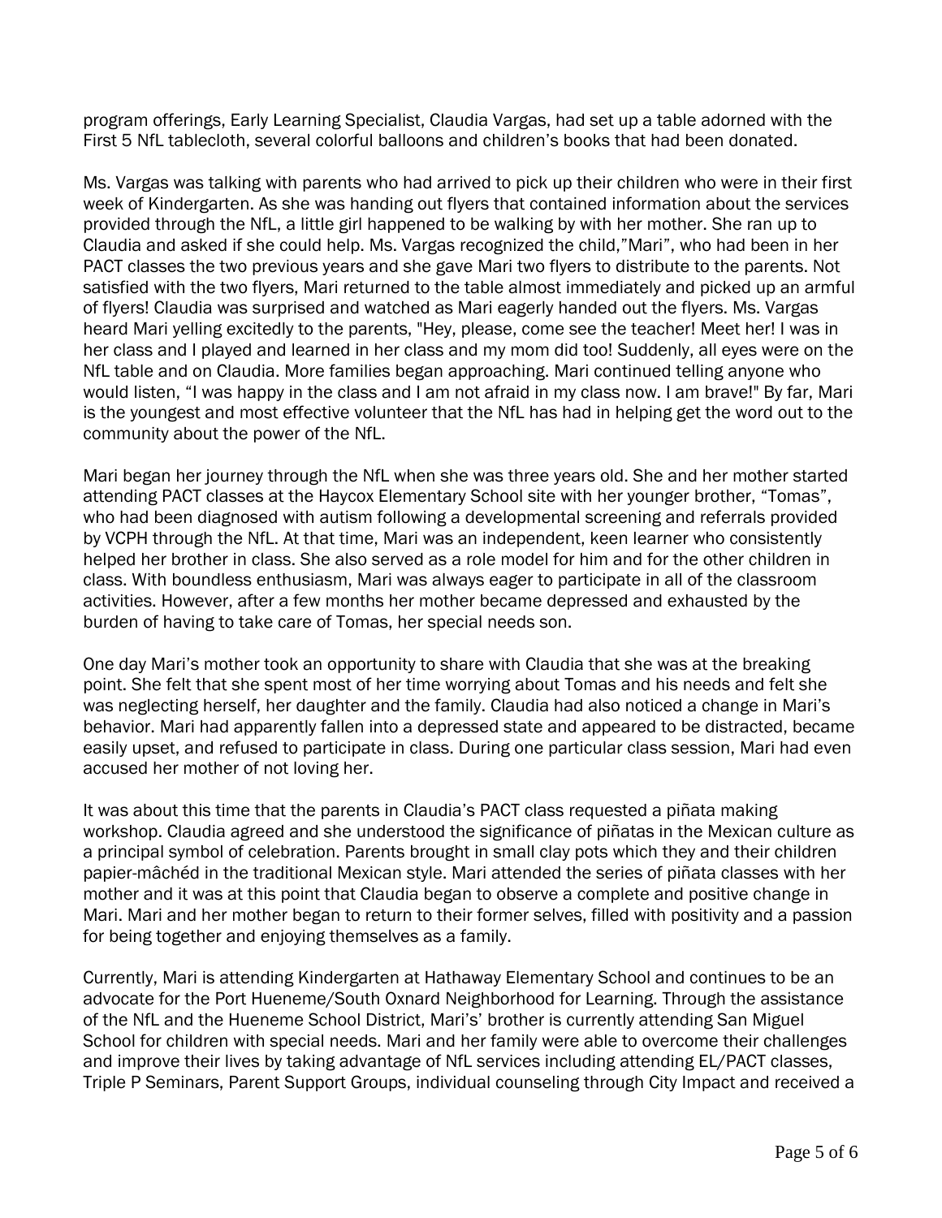program offerings, Early Learning Specialist, Claudia Vargas, had set up a table adorned with the First 5 NfL tablecloth, several colorful balloons and children's books that had been donated.

Ms. Vargas was talking with parents who had arrived to pick up their children who were in their first week of Kindergarten. As she was handing out flyers that contained information about the services provided through the NfL, a little girl happened to be walking by with her mother. She ran up to Claudia and asked if she could help. Ms. Vargas recognized the child,"Mari", who had been in her PACT classes the two previous years and she gave Mari two flyers to distribute to the parents. Not satisfied with the two flyers, Mari returned to the table almost immediately and picked up an armful of flyers! Claudia was surprised and watched as Mari eagerly handed out the flyers. Ms. Vargas heard Mari yelling excitedly to the parents, "Hey, please, come see the teacher! Meet her! I was in her class and I played and learned in her class and my mom did too! Suddenly, all eyes were on the NfL table and on Claudia. More families began approaching. Mari continued telling anyone who would listen, "I was happy in the class and I am not afraid in my class now. I am brave!" By far, Mari is the youngest and most effective volunteer that the NfL has had in helping get the word out to the community about the power of the NfL.

Mari began her journey through the NfL when she was three years old. She and her mother started attending PACT classes at the Haycox Elementary School site with her younger brother, "Tomas", who had been diagnosed with autism following a developmental screening and referrals provided by VCPH through the NfL. At that time, Mari was an independent, keen learner who consistently helped her brother in class. She also served as a role model for him and for the other children in class. With boundless enthusiasm, Mari was always eager to participate in all of the classroom activities. However, after a few months her mother became depressed and exhausted by the burden of having to take care of Tomas, her special needs son.

One day Mari's mother took an opportunity to share with Claudia that she was at the breaking point. She felt that she spent most of her time worrying about Tomas and his needs and felt she was neglecting herself, her daughter and the family. Claudia had also noticed a change in Mari's behavior. Mari had apparently fallen into a depressed state and appeared to be distracted, became easily upset, and refused to participate in class. During one particular class session, Mari had even accused her mother of not loving her.

It was about this time that the parents in Claudia's PACT class requested a piñata making workshop. Claudia agreed and she understood the significance of piñatas in the Mexican culture as a principal symbol of celebration. Parents brought in small clay pots which they and their children papier-mâchéd in the traditional Mexican style. Mari attended the series of piñata classes with her mother and it was at this point that Claudia began to observe a complete and positive change in Mari. Mari and her mother began to return to their former selves, filled with positivity and a passion for being together and enjoying themselves as a family.

Currently, Mari is attending Kindergarten at Hathaway Elementary School and continues to be an advocate for the Port Hueneme/South Oxnard Neighborhood for Learning. Through the assistance of the NfL and the Hueneme School District, Mari's' brother is currently attending San Miguel School for children with special needs. Mari and her family were able to overcome their challenges and improve their lives by taking advantage of NfL services including attending EL/PACT classes, Triple P Seminars, Parent Support Groups, individual counseling through City Impact and received a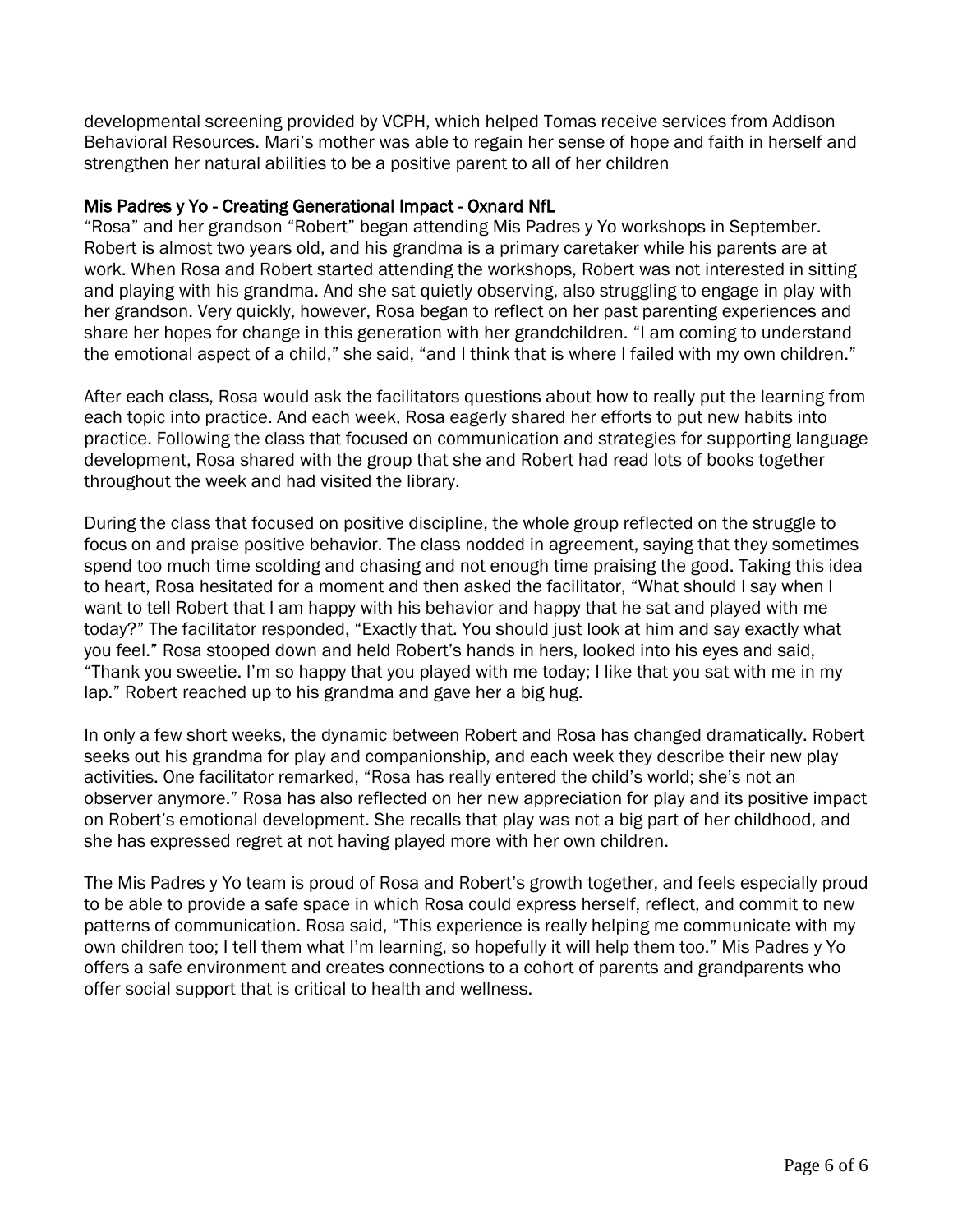developmental screening provided by VCPH, which helped Tomas receive services from Addison Behavioral Resources. Mari's mother was able to regain her sense of hope and faith in herself and strengthen her natural abilities to be a positive parent to all of her children

### Mis Padres y Yo - Creating Generational Impact - Oxnard NfL

"Rosa" and her grandson "Robert" began attending Mis Padres y Yo workshops in September. Robert is almost two years old, and his grandma is a primary caretaker while his parents are at work. When Rosa and Robert started attending the workshops, Robert was not interested in sitting and playing with his grandma. And she sat quietly observing, also struggling to engage in play with her grandson. Very quickly, however, Rosa began to reflect on her past parenting experiences and share her hopes for change in this generation with her grandchildren. "I am coming to understand the emotional aspect of a child," she said, "and I think that is where I failed with my own children."

After each class, Rosa would ask the facilitators questions about how to really put the learning from each topic into practice. And each week, Rosa eagerly shared her efforts to put new habits into practice. Following the class that focused on communication and strategies for supporting language development, Rosa shared with the group that she and Robert had read lots of books together throughout the week and had visited the library.

During the class that focused on positive discipline, the whole group reflected on the struggle to focus on and praise positive behavior. The class nodded in agreement, saying that they sometimes spend too much time scolding and chasing and not enough time praising the good. Taking this idea to heart, Rosa hesitated for a moment and then asked the facilitator, "What should I say when I want to tell Robert that I am happy with his behavior and happy that he sat and played with me today?" The facilitator responded, "Exactly that. You should just look at him and say exactly what you feel." Rosa stooped down and held Robert's hands in hers, looked into his eyes and said, "Thank you sweetie. I'm so happy that you played with me today; I like that you sat with me in my lap." Robert reached up to his grandma and gave her a big hug.

In only a few short weeks, the dynamic between Robert and Rosa has changed dramatically. Robert seeks out his grandma for play and companionship, and each week they describe their new play activities. One facilitator remarked, "Rosa has really entered the child's world; she's not an observer anymore." Rosa has also reflected on her new appreciation for play and its positive impact on Robert's emotional development. She recalls that play was not a big part of her childhood, and she has expressed regret at not having played more with her own children.

The Mis Padres y Yo team is proud of Rosa and Robert's growth together, and feels especially proud to be able to provide a safe space in which Rosa could express herself, reflect, and commit to new patterns of communication. Rosa said, "This experience is really helping me communicate with my own children too; I tell them what I'm learning, so hopefully it will help them too." Mis Padres y Yo offers a safe environment and creates connections to a cohort of parents and grandparents who offer social support that is critical to health and wellness.